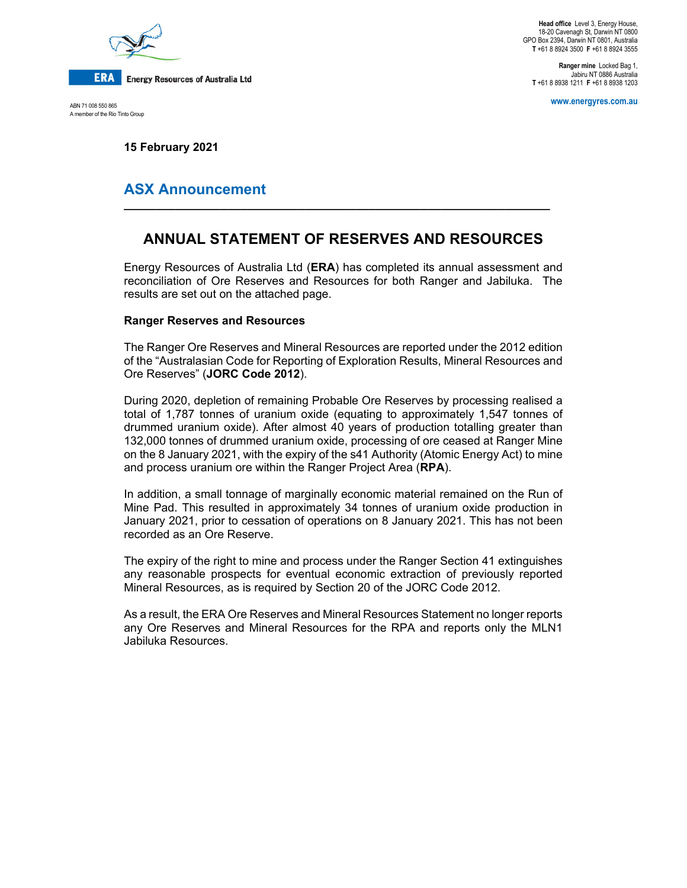**Energy Resources of Australia Ltd**

ABN 71 008 550 865
A member of the Rio Tinto Group

**Head office** Level 3, Energy House, 18-20 Cavenagh St, Darwin NT 0800
GPO Box 2394, Darwin NT 0801, Australia
**T** +61 8 8924 3500 **F** +61 8 8924 3555

**Ranger mine** Locked Bag 1, Jabiru NT 0886 Australia
**T** +61 8 8938 1211 **F** +61 8 8938 1203

**www.energyres.com.au**

**15 February 2021**

## ASX Announcement

# ANNUAL STATEMENT OF RESERVES AND RESOURCES

Energy Resources of Australia Ltd (**ERA**) has completed its annual assessment and reconciliation of Ore Reserves and Resources for both Ranger and Jabiluka. The results are set out on the attached page.

**Ranger Reserves and Resources**

The Ranger Ore Reserves and Mineral Resources are reported under the 2012 edition of the "Australasian Code for Reporting of Exploration Results, Mineral Resources and Ore Reserves" (**JORC Code 2012**).

During 2020, depletion of remaining Probable Ore Reserves by processing realised a total of 1,787 tonnes of uranium oxide (equating to approximately 1,547 tonnes of drummed uranium oxide). After almost 40 years of production totalling greater than 132,000 tonnes of drummed uranium oxide, processing of ore ceased at Ranger Mine on the 8 January 2021, with the expiry of the s41 Authority (Atomic Energy Act) to mine and process uranium ore within the Ranger Project Area (**RPA**).

In addition, a small tonnage of marginally economic material remained on the Run of Mine Pad. This resulted in approximately 34 tonnes of uranium oxide production in January 2021, prior to cessation of operations on 8 January 2021. This has not been recorded as an Ore Reserve.

The expiry of the right to mine and process under the Ranger Section 41 extinguishes any reasonable prospects for eventual economic extraction of previously reported Mineral Resources, as is required by Section 20 of the JORC Code 2012.

As a result, the ERA Ore Reserves and Mineral Resources Statement no longer reports any Ore Reserves and Mineral Resources for the RPA and reports only the MLN1 Jabiluka Resources.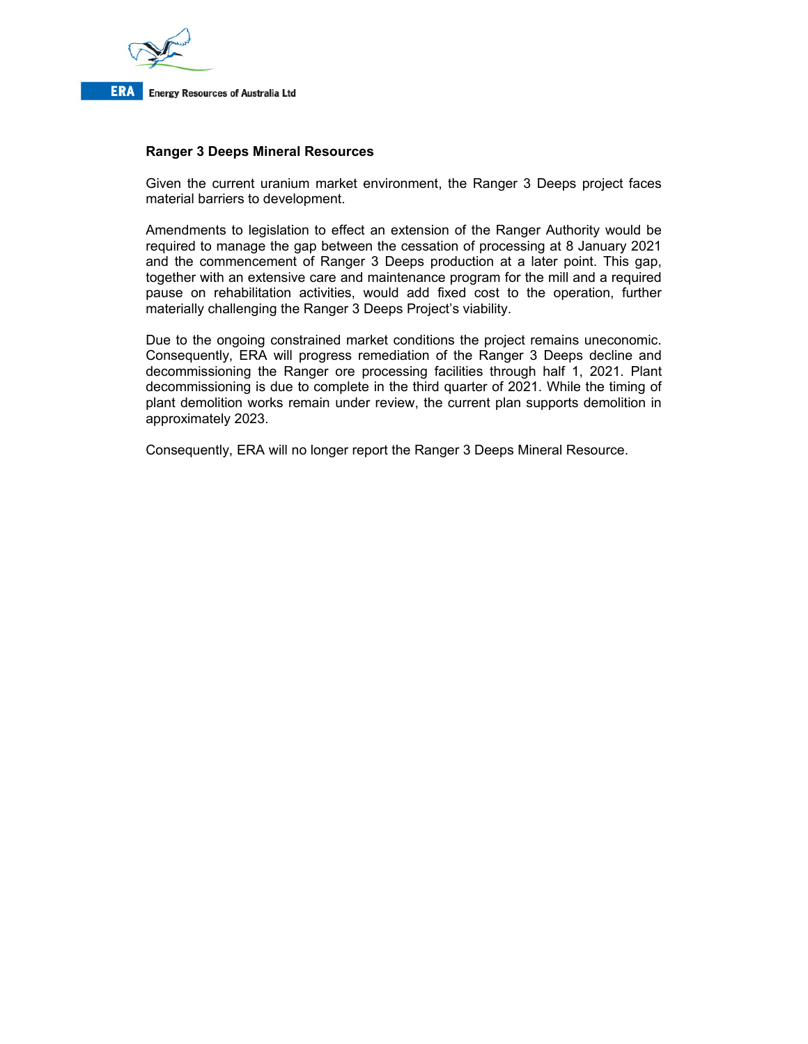## Ranger 3 Deeps Mineral Resources

Given the current uranium market environment, the Ranger 3 Deeps project faces material barriers to development.

Amendments to legislation to effect an extension of the Ranger Authority would be required to manage the gap between the cessation of processing at 8 January 2021 and the commencement of Ranger 3 Deeps production at a later point. This gap, together with an extensive care and maintenance program for the mill and a required pause on rehabilitation activities, would add fixed cost to the operation, further materially challenging the Ranger 3 Deeps Project's viability.

Due to the ongoing constrained market conditions the project remains uneconomic. Consequently, ERA will progress remediation of the Ranger 3 Deeps decline and decommissioning the Ranger ore processing facilities through half 1, 2021. Plant decommissioning is due to complete in the third quarter of 2021. While the timing of plant demolition works remain under review, the current plan supports demolition in approximately 2023.

Consequently, ERA will no longer report the Ranger 3 Deeps Mineral Resource.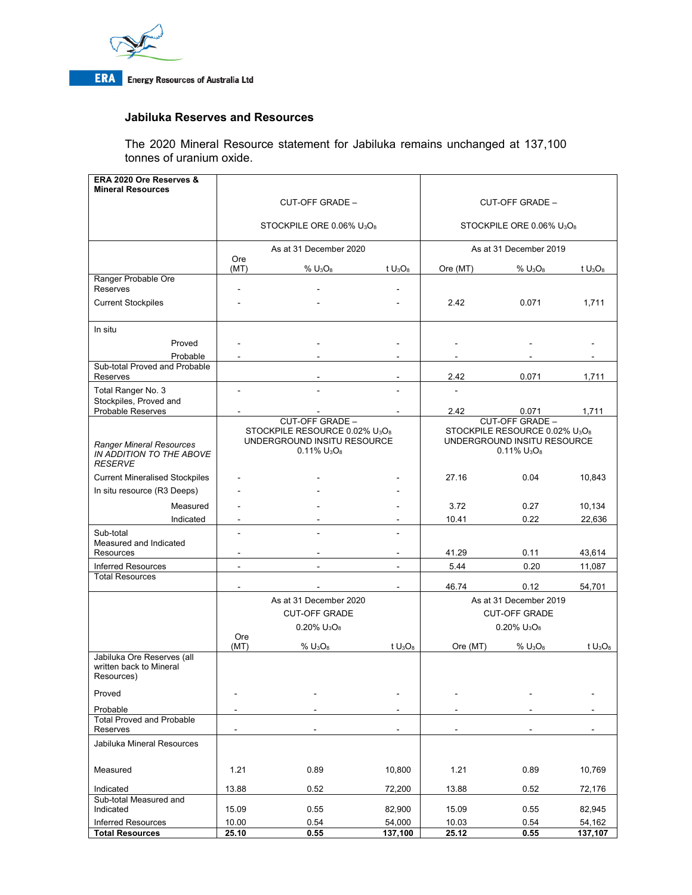## Jabiluka Reserves and Resources

The 2020 Mineral Resource statement for Jabiluka remains unchanged at 137,100 tonnes of uranium oxide.

| **ERA 2020 Ore Reserves & Mineral Resources** | CUT-OFF GRADE – STOCKPILE ORE 0.06% $U_3O_8$ | | | CUT-OFF GRADE – STOCKPILE ORE 0.06% $U_3O_8$ | | |
|---|---|---|---|---|---|---|
| | As at 31 December 2020 | | | As at 31 December 2019 | | |
| | Ore (MT) | % $U_3O_8$ | t $U_3O_8$ | Ore (MT) | % $U_3O_8$ | t $U_3O_8$ |
| Ranger Probable Ore Reserves | - | - | - | | | |
| Current Stockpiles | - | - | - | 2.42 | 0.071 | 1,711 |
| In situ | | | | | | |
| Proved | - | - | - | - | - | - |
| Probable | - | - | - | - | - | - |
| Sub-total Proved and Probable Reserves | | - | - | 2.42 | 0.071 | 1,711 |
| Total Ranger No. 3 Stockpiles, Proved and Probable Reserves | - | - | - | - | | |
| | - | - | - | 2.42 | 0.071 | 1,711 |
| *Ranger Mineral Resources IN ADDITION TO THE ABOVE RESERVE* | CUT-OFF GRADE – STOCKPILE RESOURCE 0.02% $U_3O_8$ UNDERGROUND INSITU RESOURCE 0.11% $U_3O_8$ | | | CUT-OFF GRADE – STOCKPILE RESOURCE 0.02% $U_3O_8$ UNDERGROUND INSITU RESOURCE 0.11% $U_3O_8$ | | |
| Current Mineralised Stockpiles | - | - | - | 27.16 | 0.04 | 10,843 |
| In situ resource (R3 Deeps) | - | - | - | | | |
| Measured | - | - | - | 3.72 | 0.27 | 10,134 |
| Indicated | - | - | - | 10.41 | 0.22 | 22,636 |
| Sub-total Measured and Indicated Resources | - | - | - | | | |
| | - | - | - | 41.29 | 0.11 | 43,614 |
| Inferred Resources | - | - | - | 5.44 | 0.20 | 11,087 |
| Total Resources | - | - | - | 46.74 | 0.12 | 54,701 |
| | As at 31 December 2020 CUT-OFF GRADE 0.20% $U_3O_8$ | | | As at 31 December 2019 CUT-OFF GRADE 0.20% $U_3O_8$ | | |
| | Ore (MT) | % $U_3O_8$ | t $U_3O_8$ | Ore (MT) | % $U_3O_8$ | t $U_3O_8$ |
| Jabiluka Ore Reserves (all written back to Mineral Resources) | | | | | | |
| Proved | - | - | - | - | - | - |
| Probable | - | - | - | - | - | - |
| Total Proved and Probable Reserves | - | - | - | - | - | - |
| Jabiluka Mineral Resources | | | | | | |
| Measured | 1.21 | 0.89 | 10,800 | 1.21 | 0.89 | 10,769 |
| Indicated | 13.88 | 0.52 | 72,200 | 13.88 | 0.52 | 72,176 |
| Sub-total Measured and Indicated | 15.09 | 0.55 | 82,900 | 15.09 | 0.55 | 82,945 |
| Inferred Resources | 10.00 | 0.54 | 54,000 | 10.03 | 0.54 | 54,162 |
| **Total Resources** | **25.10** | **0.55** | **137,100** | **25.12** | **0.55** | **137,107** |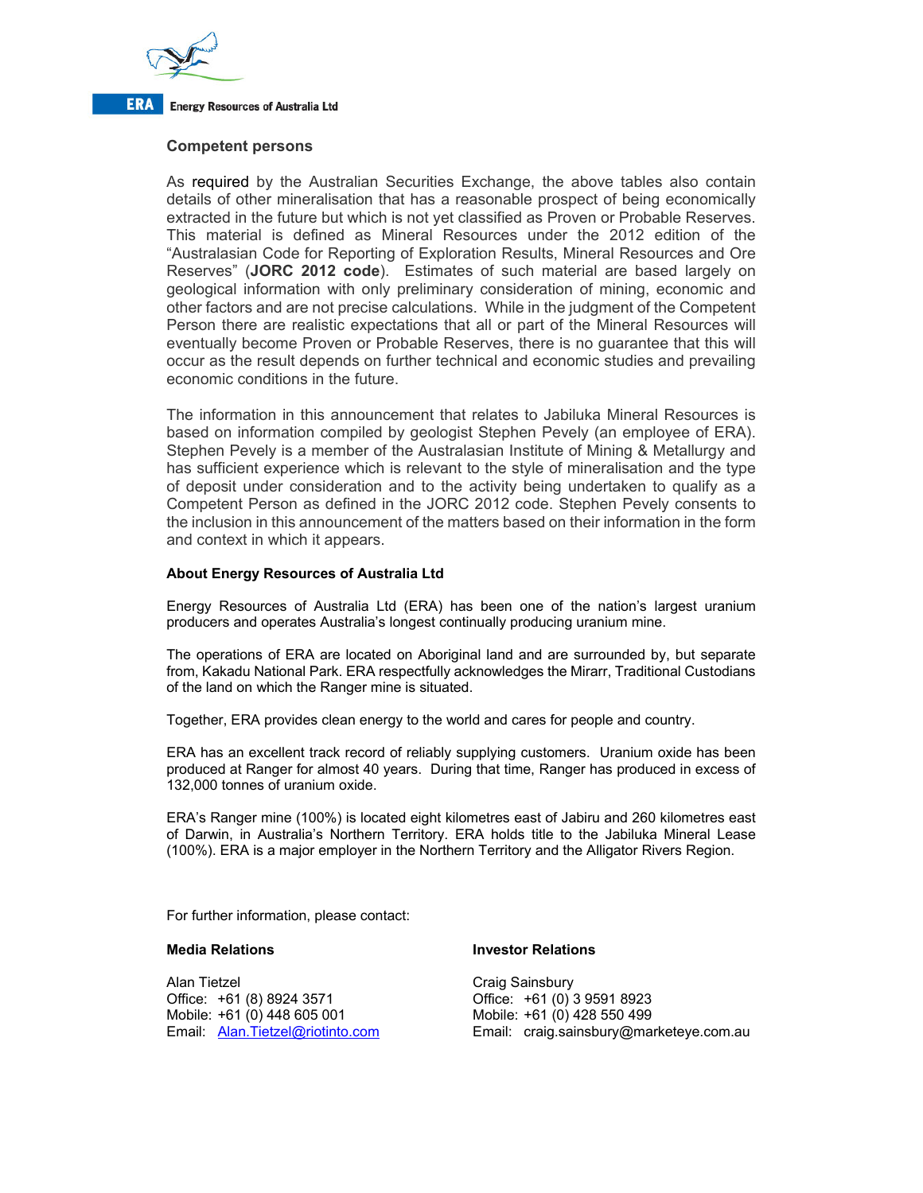### Competent persons

As required by the Australian Securities Exchange, the above tables also contain details of other mineralisation that has a reasonable prospect of being economically extracted in the future but which is not yet classified as Proven or Probable Reserves. This material is defined as Mineral Resources under the 2012 edition of the "Australasian Code for Reporting of Exploration Results, Mineral Resources and Ore Reserves" (**JORC 2012 code**). Estimates of such material are based largely on geological information with only preliminary consideration of mining, economic and other factors and are not precise calculations. While in the judgment of the Competent Person there are realistic expectations that all or part of the Mineral Resources will eventually become Proven or Probable Reserves, there is no guarantee that this will occur as the result depends on further technical and economic studies and prevailing economic conditions in the future.

The information in this announcement that relates to Jabiluka Mineral Resources is based on information compiled by geologist Stephen Pevely (an employee of ERA). Stephen Pevely is a member of the Australasian Institute of Mining & Metallurgy and has sufficient experience which is relevant to the style of mineralisation and the type of deposit under consideration and to the activity being undertaken to qualify as a Competent Person as defined in the JORC 2012 code. Stephen Pevely consents to the inclusion in this announcement of the matters based on their information in the form and context in which it appears.

**About Energy Resources of Australia Ltd**

Energy Resources of Australia Ltd (ERA) has been one of the nation's largest uranium producers and operates Australia's longest continually producing uranium mine.

The operations of ERA are located on Aboriginal land and are surrounded by, but separate from, Kakadu National Park. ERA respectfully acknowledges the Mirarr, Traditional Custodians of the land on which the Ranger mine is situated.

Together, ERA provides clean energy to the world and cares for people and country.

ERA has an excellent track record of reliably supplying customers. Uranium oxide has been produced at Ranger for almost 40 years. During that time, Ranger has produced in excess of 132,000 tonnes of uranium oxide.

ERA's Ranger mine (100%) is located eight kilometres east of Jabiru and 260 kilometres east of Darwin, in Australia's Northern Territory. ERA holds title to the Jabiluka Mineral Lease (100%). ERA is a major employer in the Northern Territory and the Alligator Rivers Region.

For further information, please contact:

**Media Relations**

Alan Tietzel
Office: +61 (8) 8924 3571
Mobile: +61 (0) 448 605 001
Email: Alan.Tietzel@riotinto.com

**Investor Relations**

Craig Sainsbury
Office: +61 (0) 3 9591 8923
Mobile: +61 (0) 428 550 499
Email: craig.sainsbury@marketeye.com.au